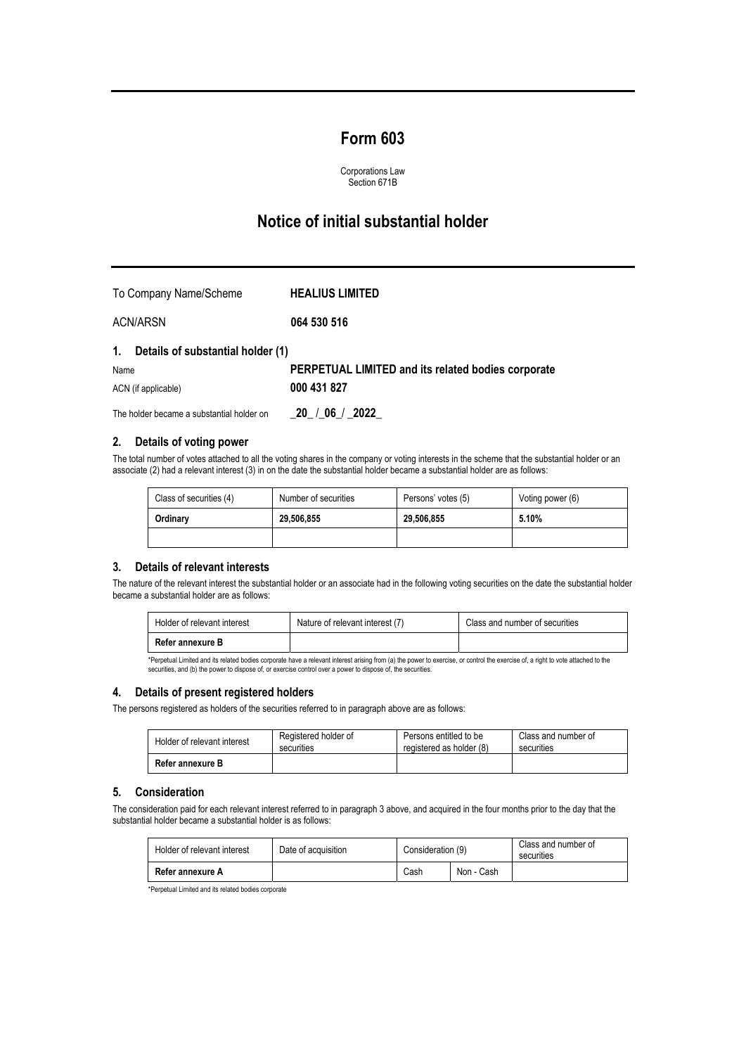# Form 603

Corporations Law
Section 671B

## Notice of initial substantial holder

| | |
|---|---|
| To Company Name/Scheme | **HEALIUS LIMITED** |
| ACN/ARSN | **064 530 516** |

### 1. Details of substantial holder (1)

| | |
|---|---|
| Name | **PERPETUAL LIMITED and its related bodies corporate** |
| ACN (if applicable) | **000 431 827** |
| The holder became a substantial holder on | **\_20\_ /\_06\_/ \_2022\_** |

### 2. Details of voting power

The total number of votes attached to all the voting shares in the company or voting interests in the scheme that the substantial holder or an associate (2) had a relevant interest (3) in on the date the substantial holder became a substantial holder are as follows:

| Class of securities (4) | Number of securities | Persons' votes (5) | Voting power (6) |
|---|---|---|---|
| **Ordinary** | **29,506,855** | **29,506,855** | **5.10%** |
| | | | |

### 3. Details of relevant interests

The nature of the relevant interest the substantial holder or an associate had in the following voting securities on the date the substantial holder became a substantial holder are as follows:

| Holder of relevant interest | Nature of relevant interest (7) | Class and number of securities |
|---|---|---|
| **Refer annexure B** | | |

*Perpetual Limited and its related bodies corporate have a relevant interest arising from (a) the power to exercise, or control the exercise of, a right to vote attached to the securities, and (b) the power to dispose of, or exercise control over a power to dispose of, the securities.

### 4. Details of present registered holders

The persons registered as holders of the securities referred to in paragraph above are as follows:

| Holder of relevant interest | Registered holder of securities | Persons entitled to be registered as holder (8) | Class and number of securities |
|---|---|---|---|
| **Refer annexure B** | | | |

### 5. Consideration

The consideration paid for each relevant interest referred to in paragraph 3 above, and acquired in the four months prior to the day that the substantial holder became a substantial holder is as follows:

| Holder of relevant interest | Date of acquisition | Consideration (9) | | Class and number of securities |
|---|---|---|---|---|
| | | Cash | Non - Cash | |
| **Refer annexure A** | | | | |

*Perpetual Limited and its related bodies corporate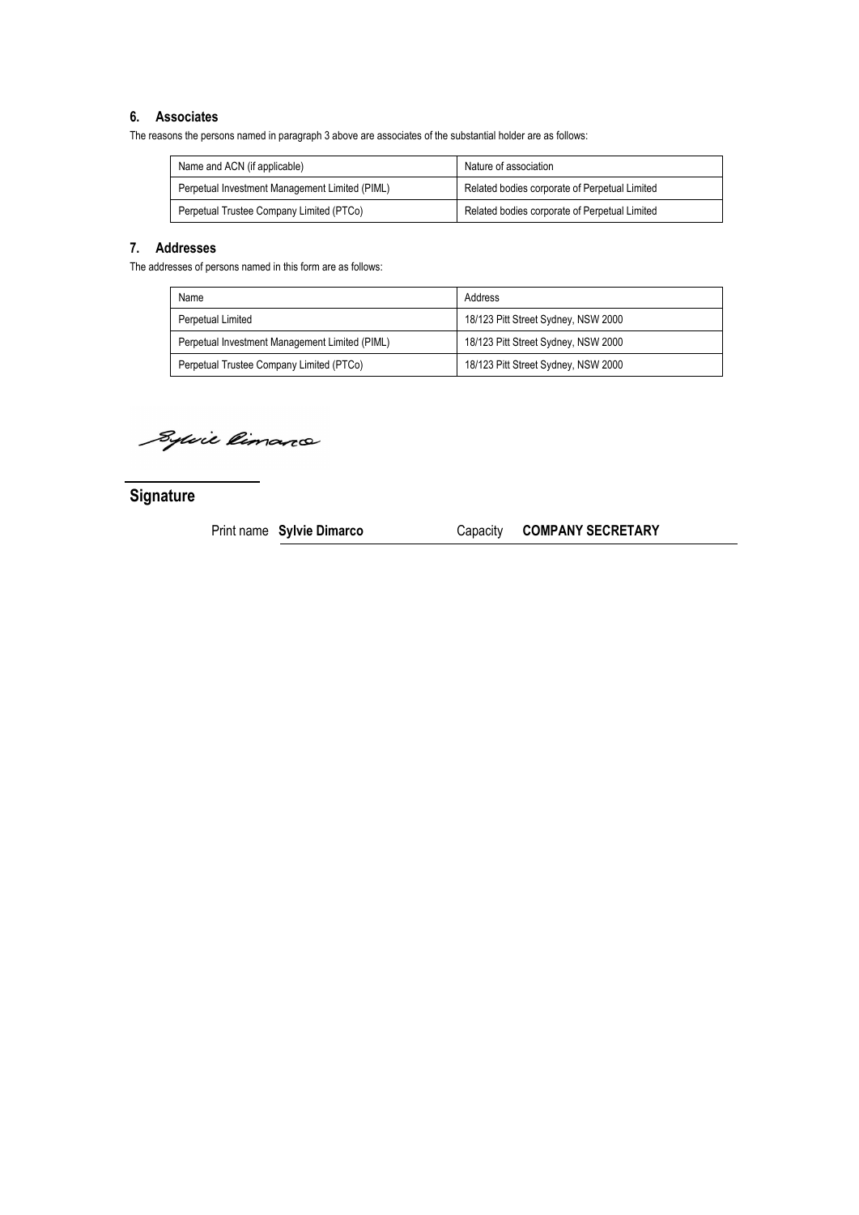## 6. Associates

The reasons the persons named in paragraph 3 above are associates of the substantial holder are as follows:

| Name and ACN (if applicable) | Nature of association |
|---|---|
| Perpetual Investment Management Limited (PIML) | Related bodies corporate of Perpetual Limited |
| Perpetual Trustee Company Limited (PTCo) | Related bodies corporate of Perpetual Limited |

## 7. Addresses

The addresses of persons named in this form are as follows:

| Name | Address |
|---|---|
| Perpetual Limited | 18/123 Pitt Street Sydney, NSW 2000 |
| Perpetual Investment Management Limited (PIML) | 18/123 Pitt Street Sydney, NSW 2000 |
| Perpetual Trustee Company Limited (PTCo) | 18/123 Pitt Street Sydney, NSW 2000 |

**Signature**

Print name **Sylvie Dimarco** Capacity **COMPANY SECRETARY**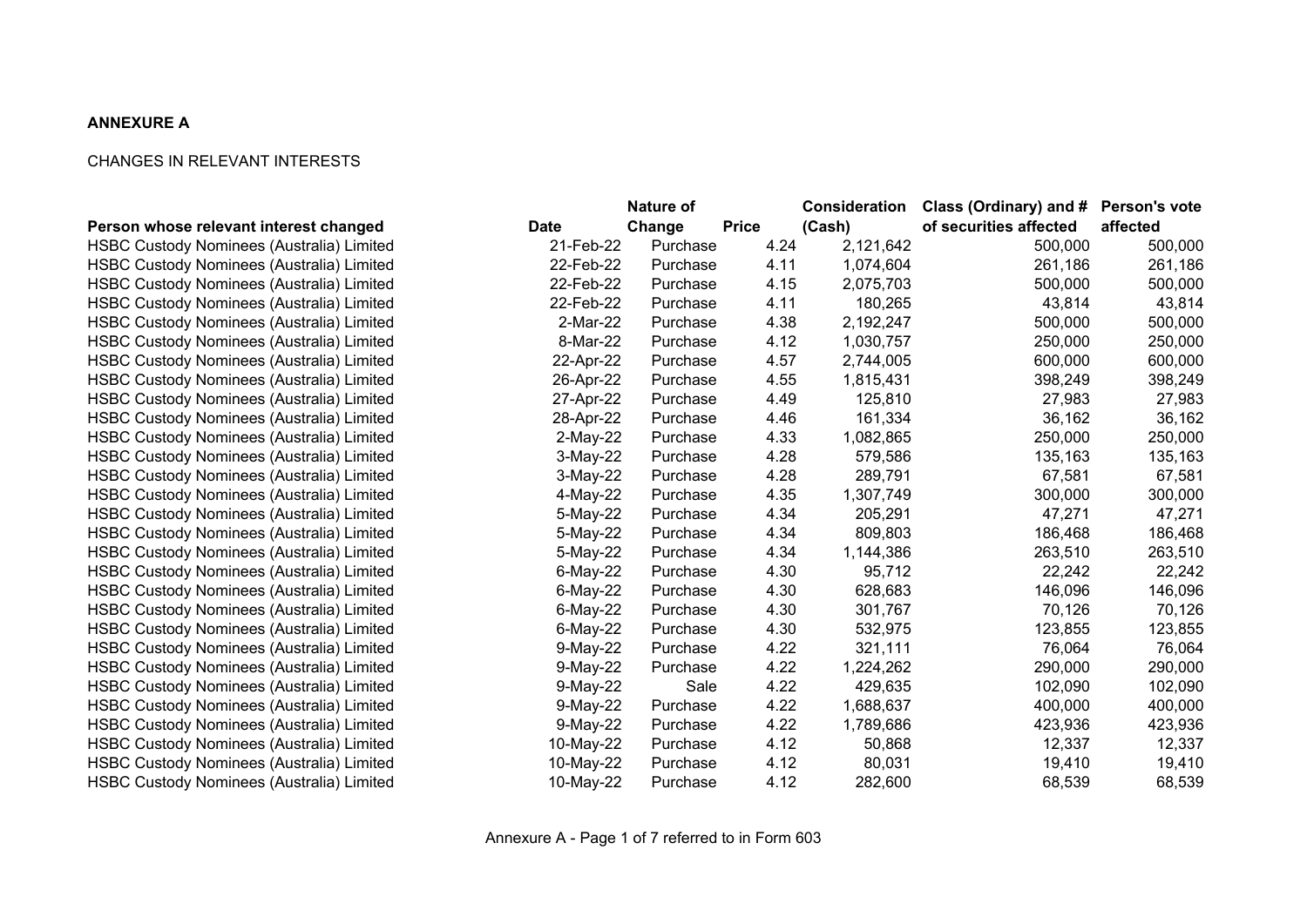**ANNEXURE A**

CHANGES IN RELEVANT INTERESTS

| Person whose relevant interest changed | Date | Nature of Change | Price | Consideration (Cash) | Class (Ordinary) and # of securities affected | Person's vote affected |
|---|---|---|---|---|---|---|
| HSBC Custody Nominees (Australia) Limited | 21-Feb-22 | Purchase | 4.24 | 2,121,642 | 500,000 | 500,000 |
| HSBC Custody Nominees (Australia) Limited | 22-Feb-22 | Purchase | 4.11 | 1,074,604 | 261,186 | 261,186 |
| HSBC Custody Nominees (Australia) Limited | 22-Feb-22 | Purchase | 4.15 | 2,075,703 | 500,000 | 500,000 |
| HSBC Custody Nominees (Australia) Limited | 22-Feb-22 | Purchase | 4.11 | 180,265 | 43,814 | 43,814 |
| HSBC Custody Nominees (Australia) Limited | 2-Mar-22 | Purchase | 4.38 | 2,192,247 | 500,000 | 500,000 |
| HSBC Custody Nominees (Australia) Limited | 8-Mar-22 | Purchase | 4.12 | 1,030,757 | 250,000 | 250,000 |
| HSBC Custody Nominees (Australia) Limited | 22-Apr-22 | Purchase | 4.57 | 2,744,005 | 600,000 | 600,000 |
| HSBC Custody Nominees (Australia) Limited | 26-Apr-22 | Purchase | 4.55 | 1,815,431 | 398,249 | 398,249 |
| HSBC Custody Nominees (Australia) Limited | 27-Apr-22 | Purchase | 4.49 | 125,810 | 27,983 | 27,983 |
| HSBC Custody Nominees (Australia) Limited | 28-Apr-22 | Purchase | 4.46 | 161,334 | 36,162 | 36,162 |
| HSBC Custody Nominees (Australia) Limited | 2-May-22 | Purchase | 4.33 | 1,082,865 | 250,000 | 250,000 |
| HSBC Custody Nominees (Australia) Limited | 3-May-22 | Purchase | 4.28 | 579,586 | 135,163 | 135,163 |
| HSBC Custody Nominees (Australia) Limited | 3-May-22 | Purchase | 4.28 | 289,791 | 67,581 | 67,581 |
| HSBC Custody Nominees (Australia) Limited | 4-May-22 | Purchase | 4.35 | 1,307,749 | 300,000 | 300,000 |
| HSBC Custody Nominees (Australia) Limited | 5-May-22 | Purchase | 4.34 | 205,291 | 47,271 | 47,271 |
| HSBC Custody Nominees (Australia) Limited | 5-May-22 | Purchase | 4.34 | 809,803 | 186,468 | 186,468 |
| HSBC Custody Nominees (Australia) Limited | 5-May-22 | Purchase | 4.34 | 1,144,386 | 263,510 | 263,510 |
| HSBC Custody Nominees (Australia) Limited | 6-May-22 | Purchase | 4.30 | 95,712 | 22,242 | 22,242 |
| HSBC Custody Nominees (Australia) Limited | 6-May-22 | Purchase | 4.30 | 628,683 | 146,096 | 146,096 |
| HSBC Custody Nominees (Australia) Limited | 6-May-22 | Purchase | 4.30 | 301,767 | 70,126 | 70,126 |
| HSBC Custody Nominees (Australia) Limited | 6-May-22 | Purchase | 4.30 | 532,975 | 123,855 | 123,855 |
| HSBC Custody Nominees (Australia) Limited | 9-May-22 | Purchase | 4.22 | 321,111 | 76,064 | 76,064 |
| HSBC Custody Nominees (Australia) Limited | 9-May-22 | Purchase | 4.22 | 1,224,262 | 290,000 | 290,000 |
| HSBC Custody Nominees (Australia) Limited | 9-May-22 | Sale | 4.22 | 429,635 | 102,090 | 102,090 |
| HSBC Custody Nominees (Australia) Limited | 9-May-22 | Purchase | 4.22 | 1,688,637 | 400,000 | 400,000 |
| HSBC Custody Nominees (Australia) Limited | 9-May-22 | Purchase | 4.22 | 1,789,686 | 423,936 | 423,936 |
| HSBC Custody Nominees (Australia) Limited | 10-May-22 | Purchase | 4.12 | 50,868 | 12,337 | 12,337 |
| HSBC Custody Nominees (Australia) Limited | 10-May-22 | Purchase | 4.12 | 80,031 | 19,410 | 19,410 |
| HSBC Custody Nominees (Australia) Limited | 10-May-22 | Purchase | 4.12 | 282,600 | 68,539 | 68,539 |

Annexure A - Page 1 of 7 referred to in Form 603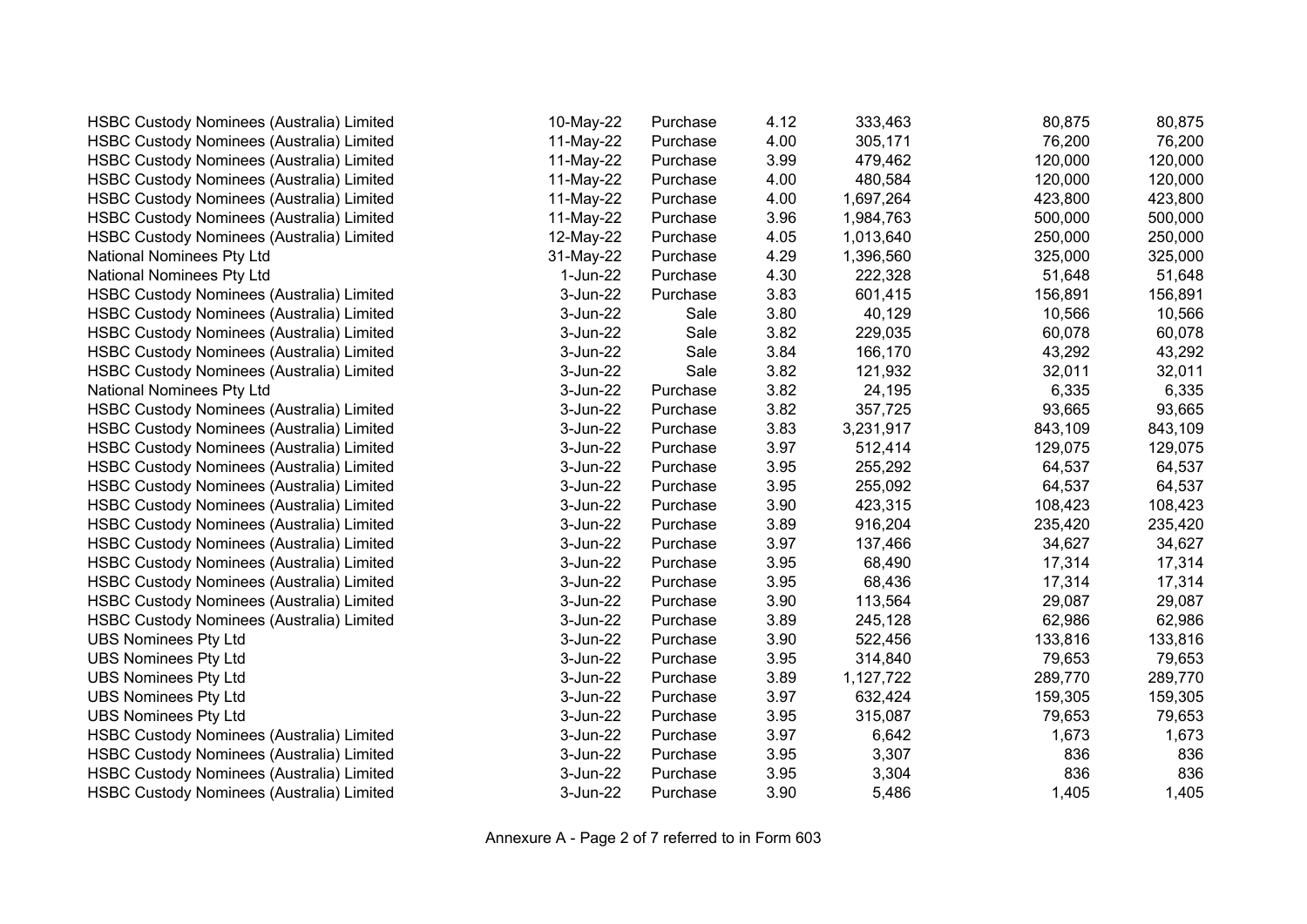| | | | | | | |
|---|---|---|---|---|---|---|
| HSBC Custody Nominees (Australia) Limited | 10-May-22 | Purchase | 4.12 | 333,463 | 80,875 | 80,875 |
| HSBC Custody Nominees (Australia) Limited | 11-May-22 | Purchase | 4.00 | 305,171 | 76,200 | 76,200 |
| HSBC Custody Nominees (Australia) Limited | 11-May-22 | Purchase | 3.99 | 479,462 | 120,000 | 120,000 |
| HSBC Custody Nominees (Australia) Limited | 11-May-22 | Purchase | 4.00 | 480,584 | 120,000 | 120,000 |
| HSBC Custody Nominees (Australia) Limited | 11-May-22 | Purchase | 4.00 | 1,697,264 | 423,800 | 423,800 |
| HSBC Custody Nominees (Australia) Limited | 11-May-22 | Purchase | 3.96 | 1,984,763 | 500,000 | 500,000 |
| HSBC Custody Nominees (Australia) Limited | 12-May-22 | Purchase | 4.05 | 1,013,640 | 250,000 | 250,000 |
| National Nominees Pty Ltd | 31-May-22 | Purchase | 4.29 | 1,396,560 | 325,000 | 325,000 |
| National Nominees Pty Ltd | 1-Jun-22 | Purchase | 4.30 | 222,328 | 51,648 | 51,648 |
| HSBC Custody Nominees (Australia) Limited | 3-Jun-22 | Purchase | 3.83 | 601,415 | 156,891 | 156,891 |
| HSBC Custody Nominees (Australia) Limited | 3-Jun-22 | Sale | 3.80 | 40,129 | 10,566 | 10,566 |
| HSBC Custody Nominees (Australia) Limited | 3-Jun-22 | Sale | 3.82 | 229,035 | 60,078 | 60,078 |
| HSBC Custody Nominees (Australia) Limited | 3-Jun-22 | Sale | 3.84 | 166,170 | 43,292 | 43,292 |
| HSBC Custody Nominees (Australia) Limited | 3-Jun-22 | Sale | 3.82 | 121,932 | 32,011 | 32,011 |
| National Nominees Pty Ltd | 3-Jun-22 | Purchase | 3.82 | 24,195 | 6,335 | 6,335 |
| HSBC Custody Nominees (Australia) Limited | 3-Jun-22 | Purchase | 3.82 | 357,725 | 93,665 | 93,665 |
| HSBC Custody Nominees (Australia) Limited | 3-Jun-22 | Purchase | 3.83 | 3,231,917 | 843,109 | 843,109 |
| HSBC Custody Nominees (Australia) Limited | 3-Jun-22 | Purchase | 3.97 | 512,414 | 129,075 | 129,075 |
| HSBC Custody Nominees (Australia) Limited | 3-Jun-22 | Purchase | 3.95 | 255,292 | 64,537 | 64,537 |
| HSBC Custody Nominees (Australia) Limited | 3-Jun-22 | Purchase | 3.95 | 255,092 | 64,537 | 64,537 |
| HSBC Custody Nominees (Australia) Limited | 3-Jun-22 | Purchase | 3.90 | 423,315 | 108,423 | 108,423 |
| HSBC Custody Nominees (Australia) Limited | 3-Jun-22 | Purchase | 3.89 | 916,204 | 235,420 | 235,420 |
| HSBC Custody Nominees (Australia) Limited | 3-Jun-22 | Purchase | 3.97 | 137,466 | 34,627 | 34,627 |
| HSBC Custody Nominees (Australia) Limited | 3-Jun-22 | Purchase | 3.95 | 68,490 | 17,314 | 17,314 |
| HSBC Custody Nominees (Australia) Limited | 3-Jun-22 | Purchase | 3.95 | 68,436 | 17,314 | 17,314 |
| HSBC Custody Nominees (Australia) Limited | 3-Jun-22 | Purchase | 3.90 | 113,564 | 29,087 | 29,087 |
| HSBC Custody Nominees (Australia) Limited | 3-Jun-22 | Purchase | 3.89 | 245,128 | 62,986 | 62,986 |
| UBS Nominees Pty Ltd | 3-Jun-22 | Purchase | 3.90 | 522,456 | 133,816 | 133,816 |
| UBS Nominees Pty Ltd | 3-Jun-22 | Purchase | 3.95 | 314,840 | 79,653 | 79,653 |
| UBS Nominees Pty Ltd | 3-Jun-22 | Purchase | 3.89 | 1,127,722 | 289,770 | 289,770 |
| UBS Nominees Pty Ltd | 3-Jun-22 | Purchase | 3.97 | 632,424 | 159,305 | 159,305 |
| UBS Nominees Pty Ltd | 3-Jun-22 | Purchase | 3.95 | 315,087 | 79,653 | 79,653 |
| HSBC Custody Nominees (Australia) Limited | 3-Jun-22 | Purchase | 3.97 | 6,642 | 1,673 | 1,673 |
| HSBC Custody Nominees (Australia) Limited | 3-Jun-22 | Purchase | 3.95 | 3,307 | 836 | 836 |
| HSBC Custody Nominees (Australia) Limited | 3-Jun-22 | Purchase | 3.95 | 3,304 | 836 | 836 |
| HSBC Custody Nominees (Australia) Limited | 3-Jun-22 | Purchase | 3.90 | 5,486 | 1,405 | 1,405 |

Annexure A - Page 2 of 7 referred to in Form 603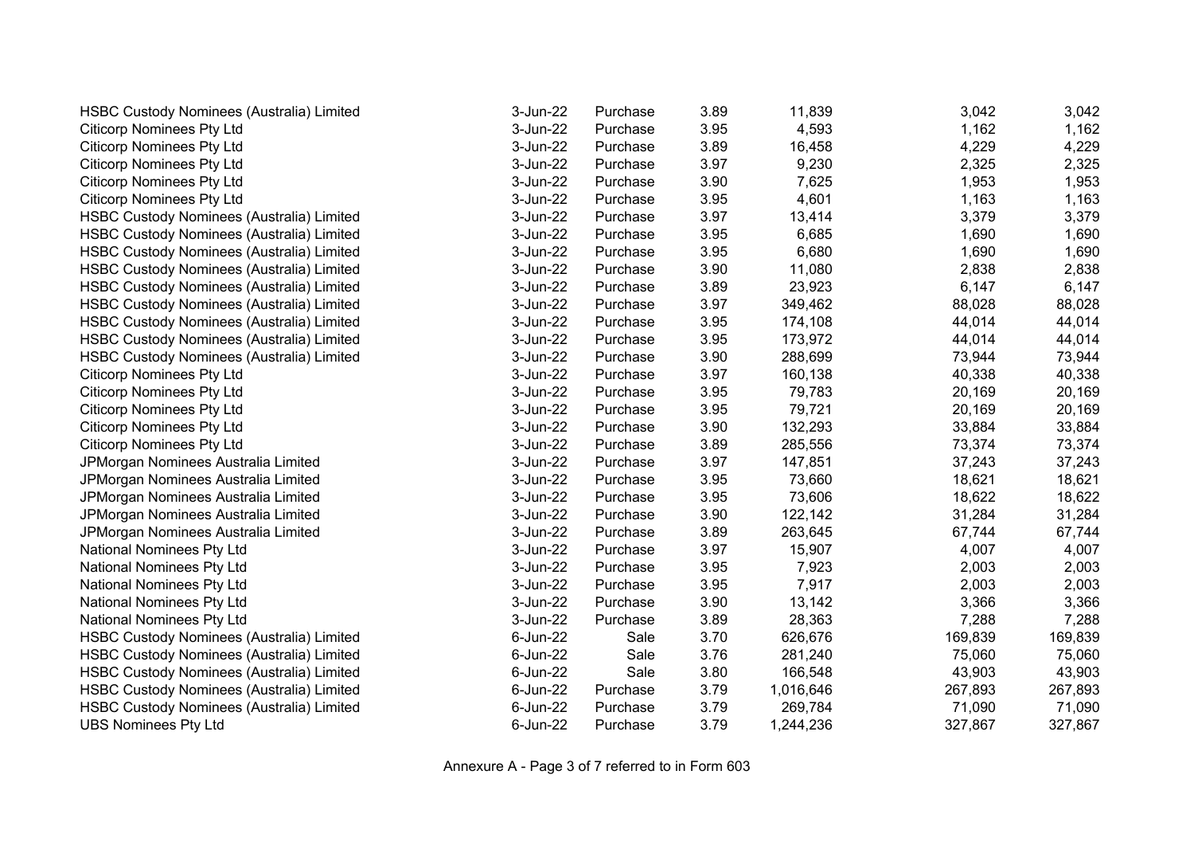| | | | | | | |
|---|---|---|---|---|---|---|
| HSBC Custody Nominees (Australia) Limited | 3-Jun-22 | Purchase | 3.89 | 11,839 | 3,042 | 3,042 |
| Citicorp Nominees Pty Ltd | 3-Jun-22 | Purchase | 3.95 | 4,593 | 1,162 | 1,162 |
| Citicorp Nominees Pty Ltd | 3-Jun-22 | Purchase | 3.89 | 16,458 | 4,229 | 4,229 |
| Citicorp Nominees Pty Ltd | 3-Jun-22 | Purchase | 3.97 | 9,230 | 2,325 | 2,325 |
| Citicorp Nominees Pty Ltd | 3-Jun-22 | Purchase | 3.90 | 7,625 | 1,953 | 1,953 |
| Citicorp Nominees Pty Ltd | 3-Jun-22 | Purchase | 3.95 | 4,601 | 1,163 | 1,163 |
| HSBC Custody Nominees (Australia) Limited | 3-Jun-22 | Purchase | 3.97 | 13,414 | 3,379 | 3,379 |
| HSBC Custody Nominees (Australia) Limited | 3-Jun-22 | Purchase | 3.95 | 6,685 | 1,690 | 1,690 |
| HSBC Custody Nominees (Australia) Limited | 3-Jun-22 | Purchase | 3.95 | 6,680 | 1,690 | 1,690 |
| HSBC Custody Nominees (Australia) Limited | 3-Jun-22 | Purchase | 3.90 | 11,080 | 2,838 | 2,838 |
| HSBC Custody Nominees (Australia) Limited | 3-Jun-22 | Purchase | 3.89 | 23,923 | 6,147 | 6,147 |
| HSBC Custody Nominees (Australia) Limited | 3-Jun-22 | Purchase | 3.97 | 349,462 | 88,028 | 88,028 |
| HSBC Custody Nominees (Australia) Limited | 3-Jun-22 | Purchase | 3.95 | 174,108 | 44,014 | 44,014 |
| HSBC Custody Nominees (Australia) Limited | 3-Jun-22 | Purchase | 3.95 | 173,972 | 44,014 | 44,014 |
| HSBC Custody Nominees (Australia) Limited | 3-Jun-22 | Purchase | 3.90 | 288,699 | 73,944 | 73,944 |
| Citicorp Nominees Pty Ltd | 3-Jun-22 | Purchase | 3.97 | 160,138 | 40,338 | 40,338 |
| Citicorp Nominees Pty Ltd | 3-Jun-22 | Purchase | 3.95 | 79,783 | 20,169 | 20,169 |
| Citicorp Nominees Pty Ltd | 3-Jun-22 | Purchase | 3.95 | 79,721 | 20,169 | 20,169 |
| Citicorp Nominees Pty Ltd | 3-Jun-22 | Purchase | 3.90 | 132,293 | 33,884 | 33,884 |
| Citicorp Nominees Pty Ltd | 3-Jun-22 | Purchase | 3.89 | 285,556 | 73,374 | 73,374 |
| JPMorgan Nominees Australia Limited | 3-Jun-22 | Purchase | 3.97 | 147,851 | 37,243 | 37,243 |
| JPMorgan Nominees Australia Limited | 3-Jun-22 | Purchase | 3.95 | 73,660 | 18,621 | 18,621 |
| JPMorgan Nominees Australia Limited | 3-Jun-22 | Purchase | 3.95 | 73,606 | 18,622 | 18,622 |
| JPMorgan Nominees Australia Limited | 3-Jun-22 | Purchase | 3.90 | 122,142 | 31,284 | 31,284 |
| JPMorgan Nominees Australia Limited | 3-Jun-22 | Purchase | 3.89 | 263,645 | 67,744 | 67,744 |
| National Nominees Pty Ltd | 3-Jun-22 | Purchase | 3.97 | 15,907 | 4,007 | 4,007 |
| National Nominees Pty Ltd | 3-Jun-22 | Purchase | 3.95 | 7,923 | 2,003 | 2,003 |
| National Nominees Pty Ltd | 3-Jun-22 | Purchase | 3.95 | 7,917 | 2,003 | 2,003 |
| National Nominees Pty Ltd | 3-Jun-22 | Purchase | 3.90 | 13,142 | 3,366 | 3,366 |
| National Nominees Pty Ltd | 3-Jun-22 | Purchase | 3.89 | 28,363 | 7,288 | 7,288 |
| HSBC Custody Nominees (Australia) Limited | 6-Jun-22 | Sale | 3.70 | 626,676 | 169,839 | 169,839 |
| HSBC Custody Nominees (Australia) Limited | 6-Jun-22 | Sale | 3.76 | 281,240 | 75,060 | 75,060 |
| HSBC Custody Nominees (Australia) Limited | 6-Jun-22 | Sale | 3.80 | 166,548 | 43,903 | 43,903 |
| HSBC Custody Nominees (Australia) Limited | 6-Jun-22 | Purchase | 3.79 | 1,016,646 | 267,893 | 267,893 |
| HSBC Custody Nominees (Australia) Limited | 6-Jun-22 | Purchase | 3.79 | 269,784 | 71,090 | 71,090 |
| UBS Nominees Pty Ltd | 6-Jun-22 | Purchase | 3.79 | 1,244,236 | 327,867 | 327,867 |

Annexure A - Page 3 of 7 referred to in Form 603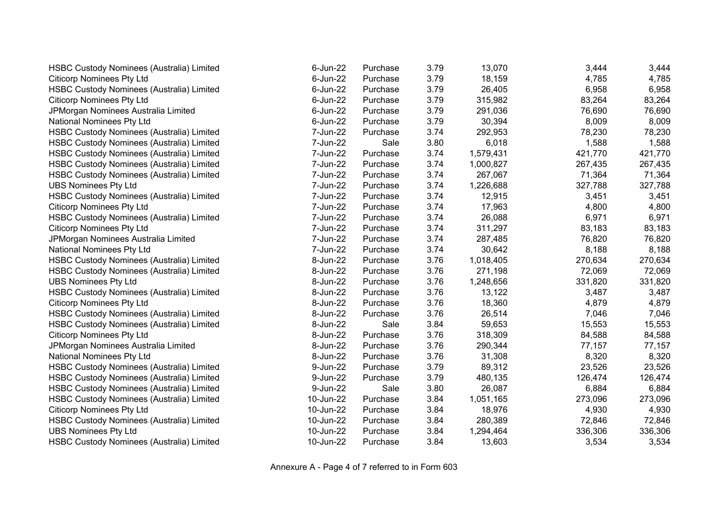| | | | | | | |
|---|---|---|---|---|---|---|
| HSBC Custody Nominees (Australia) Limited | 6-Jun-22 | Purchase | 3.79 | 13,070 | 3,444 | 3,444 |
| Citicorp Nominees Pty Ltd | 6-Jun-22 | Purchase | 3.79 | 18,159 | 4,785 | 4,785 |
| HSBC Custody Nominees (Australia) Limited | 6-Jun-22 | Purchase | 3.79 | 26,405 | 6,958 | 6,958 |
| Citicorp Nominees Pty Ltd | 6-Jun-22 | Purchase | 3.79 | 315,982 | 83,264 | 83,264 |
| JPMorgan Nominees Australia Limited | 6-Jun-22 | Purchase | 3.79 | 291,036 | 76,690 | 76,690 |
| National Nominees Pty Ltd | 6-Jun-22 | Purchase | 3.79 | 30,394 | 8,009 | 8,009 |
| HSBC Custody Nominees (Australia) Limited | 7-Jun-22 | Purchase | 3.74 | 292,953 | 78,230 | 78,230 |
| HSBC Custody Nominees (Australia) Limited | 7-Jun-22 | Sale | 3.80 | 6,018 | 1,588 | 1,588 |
| HSBC Custody Nominees (Australia) Limited | 7-Jun-22 | Purchase | 3.74 | 1,579,431 | 421,770 | 421,770 |
| HSBC Custody Nominees (Australia) Limited | 7-Jun-22 | Purchase | 3.74 | 1,000,827 | 267,435 | 267,435 |
| HSBC Custody Nominees (Australia) Limited | 7-Jun-22 | Purchase | 3.74 | 267,067 | 71,364 | 71,364 |
| UBS Nominees Pty Ltd | 7-Jun-22 | Purchase | 3.74 | 1,226,688 | 327,788 | 327,788 |
| HSBC Custody Nominees (Australia) Limited | 7-Jun-22 | Purchase | 3.74 | 12,915 | 3,451 | 3,451 |
| Citicorp Nominees Pty Ltd | 7-Jun-22 | Purchase | 3.74 | 17,963 | 4,800 | 4,800 |
| HSBC Custody Nominees (Australia) Limited | 7-Jun-22 | Purchase | 3.74 | 26,088 | 6,971 | 6,971 |
| Citicorp Nominees Pty Ltd | 7-Jun-22 | Purchase | 3.74 | 311,297 | 83,183 | 83,183 |
| JPMorgan Nominees Australia Limited | 7-Jun-22 | Purchase | 3.74 | 287,485 | 76,820 | 76,820 |
| National Nominees Pty Ltd | 7-Jun-22 | Purchase | 3.74 | 30,642 | 8,188 | 8,188 |
| HSBC Custody Nominees (Australia) Limited | 8-Jun-22 | Purchase | 3.76 | 1,018,405 | 270,634 | 270,634 |
| HSBC Custody Nominees (Australia) Limited | 8-Jun-22 | Purchase | 3.76 | 271,198 | 72,069 | 72,069 |
| UBS Nominees Pty Ltd | 8-Jun-22 | Purchase | 3.76 | 1,248,656 | 331,820 | 331,820 |
| HSBC Custody Nominees (Australia) Limited | 8-Jun-22 | Purchase | 3.76 | 13,122 | 3,487 | 3,487 |
| Citicorp Nominees Pty Ltd | 8-Jun-22 | Purchase | 3.76 | 18,360 | 4,879 | 4,879 |
| HSBC Custody Nominees (Australia) Limited | 8-Jun-22 | Purchase | 3.76 | 26,514 | 7,046 | 7,046 |
| HSBC Custody Nominees (Australia) Limited | 8-Jun-22 | Sale | 3.84 | 59,653 | 15,553 | 15,553 |
| Citicorp Nominees Pty Ltd | 8-Jun-22 | Purchase | 3.76 | 318,309 | 84,588 | 84,588 |
| JPMorgan Nominees Australia Limited | 8-Jun-22 | Purchase | 3.76 | 290,344 | 77,157 | 77,157 |
| National Nominees Pty Ltd | 8-Jun-22 | Purchase | 3.76 | 31,308 | 8,320 | 8,320 |
| HSBC Custody Nominees (Australia) Limited | 9-Jun-22 | Purchase | 3.79 | 89,312 | 23,526 | 23,526 |
| HSBC Custody Nominees (Australia) Limited | 9-Jun-22 | Purchase | 3.79 | 480,135 | 126,474 | 126,474 |
| HSBC Custody Nominees (Australia) Limited | 9-Jun-22 | Sale | 3.80 | 26,087 | 6,884 | 6,884 |
| HSBC Custody Nominees (Australia) Limited | 10-Jun-22 | Purchase | 3.84 | 1,051,165 | 273,096 | 273,096 |
| Citicorp Nominees Pty Ltd | 10-Jun-22 | Purchase | 3.84 | 18,976 | 4,930 | 4,930 |
| HSBC Custody Nominees (Australia) Limited | 10-Jun-22 | Purchase | 3.84 | 280,389 | 72,846 | 72,846 |
| UBS Nominees Pty Ltd | 10-Jun-22 | Purchase | 3.84 | 1,294,464 | 336,306 | 336,306 |
| HSBC Custody Nominees (Australia) Limited | 10-Jun-22 | Purchase | 3.84 | 13,603 | 3,534 | 3,534 |

Annexure A - Page 4 of 7 referred to in Form 603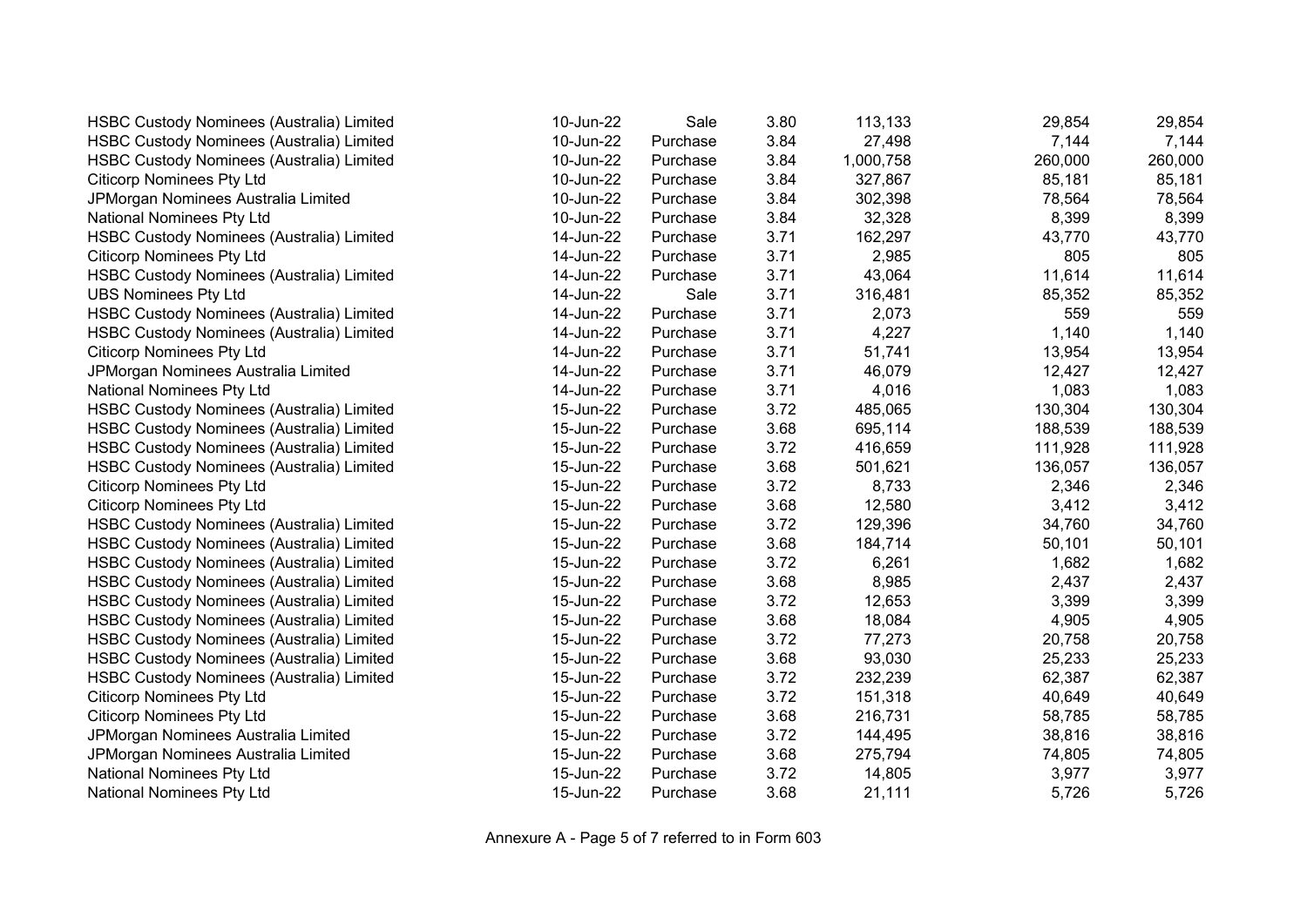| | | | | | | |
|---|---|---|---|---|---|---|
| HSBC Custody Nominees (Australia) Limited | 10-Jun-22 | Sale | 3.80 | 113,133 | 29,854 | 29,854 |
| HSBC Custody Nominees (Australia) Limited | 10-Jun-22 | Purchase | 3.84 | 27,498 | 7,144 | 7,144 |
| HSBC Custody Nominees (Australia) Limited | 10-Jun-22 | Purchase | 3.84 | 1,000,758 | 260,000 | 260,000 |
| Citicorp Nominees Pty Ltd | 10-Jun-22 | Purchase | 3.84 | 327,867 | 85,181 | 85,181 |
| JPMorgan Nominees Australia Limited | 10-Jun-22 | Purchase | 3.84 | 302,398 | 78,564 | 78,564 |
| National Nominees Pty Ltd | 10-Jun-22 | Purchase | 3.84 | 32,328 | 8,399 | 8,399 |
| HSBC Custody Nominees (Australia) Limited | 14-Jun-22 | Purchase | 3.71 | 162,297 | 43,770 | 43,770 |
| Citicorp Nominees Pty Ltd | 14-Jun-22 | Purchase | 3.71 | 2,985 | 805 | 805 |
| HSBC Custody Nominees (Australia) Limited | 14-Jun-22 | Purchase | 3.71 | 43,064 | 11,614 | 11,614 |
| UBS Nominees Pty Ltd | 14-Jun-22 | Sale | 3.71 | 316,481 | 85,352 | 85,352 |
| HSBC Custody Nominees (Australia) Limited | 14-Jun-22 | Purchase | 3.71 | 2,073 | 559 | 559 |
| HSBC Custody Nominees (Australia) Limited | 14-Jun-22 | Purchase | 3.71 | 4,227 | 1,140 | 1,140 |
| Citicorp Nominees Pty Ltd | 14-Jun-22 | Purchase | 3.71 | 51,741 | 13,954 | 13,954 |
| JPMorgan Nominees Australia Limited | 14-Jun-22 | Purchase | 3.71 | 46,079 | 12,427 | 12,427 |
| National Nominees Pty Ltd | 14-Jun-22 | Purchase | 3.71 | 4,016 | 1,083 | 1,083 |
| HSBC Custody Nominees (Australia) Limited | 15-Jun-22 | Purchase | 3.72 | 485,065 | 130,304 | 130,304 |
| HSBC Custody Nominees (Australia) Limited | 15-Jun-22 | Purchase | 3.68 | 695,114 | 188,539 | 188,539 |
| HSBC Custody Nominees (Australia) Limited | 15-Jun-22 | Purchase | 3.72 | 416,659 | 111,928 | 111,928 |
| HSBC Custody Nominees (Australia) Limited | 15-Jun-22 | Purchase | 3.68 | 501,621 | 136,057 | 136,057 |
| Citicorp Nominees Pty Ltd | 15-Jun-22 | Purchase | 3.72 | 8,733 | 2,346 | 2,346 |
| Citicorp Nominees Pty Ltd | 15-Jun-22 | Purchase | 3.68 | 12,580 | 3,412 | 3,412 |
| HSBC Custody Nominees (Australia) Limited | 15-Jun-22 | Purchase | 3.72 | 129,396 | 34,760 | 34,760 |
| HSBC Custody Nominees (Australia) Limited | 15-Jun-22 | Purchase | 3.68 | 184,714 | 50,101 | 50,101 |
| HSBC Custody Nominees (Australia) Limited | 15-Jun-22 | Purchase | 3.72 | 6,261 | 1,682 | 1,682 |
| HSBC Custody Nominees (Australia) Limited | 15-Jun-22 | Purchase | 3.68 | 8,985 | 2,437 | 2,437 |
| HSBC Custody Nominees (Australia) Limited | 15-Jun-22 | Purchase | 3.72 | 12,653 | 3,399 | 3,399 |
| HSBC Custody Nominees (Australia) Limited | 15-Jun-22 | Purchase | 3.68 | 18,084 | 4,905 | 4,905 |
| HSBC Custody Nominees (Australia) Limited | 15-Jun-22 | Purchase | 3.72 | 77,273 | 20,758 | 20,758 |
| HSBC Custody Nominees (Australia) Limited | 15-Jun-22 | Purchase | 3.68 | 93,030 | 25,233 | 25,233 |
| HSBC Custody Nominees (Australia) Limited | 15-Jun-22 | Purchase | 3.72 | 232,239 | 62,387 | 62,387 |
| Citicorp Nominees Pty Ltd | 15-Jun-22 | Purchase | 3.72 | 151,318 | 40,649 | 40,649 |
| Citicorp Nominees Pty Ltd | 15-Jun-22 | Purchase | 3.68 | 216,731 | 58,785 | 58,785 |
| JPMorgan Nominees Australia Limited | 15-Jun-22 | Purchase | 3.72 | 144,495 | 38,816 | 38,816 |
| JPMorgan Nominees Australia Limited | 15-Jun-22 | Purchase | 3.68 | 275,794 | 74,805 | 74,805 |
| National Nominees Pty Ltd | 15-Jun-22 | Purchase | 3.72 | 14,805 | 3,977 | 3,977 |
| National Nominees Pty Ltd | 15-Jun-22 | Purchase | 3.68 | 21,111 | 5,726 | 5,726 |

Annexure A - Page 5 of 7 referred to in Form 603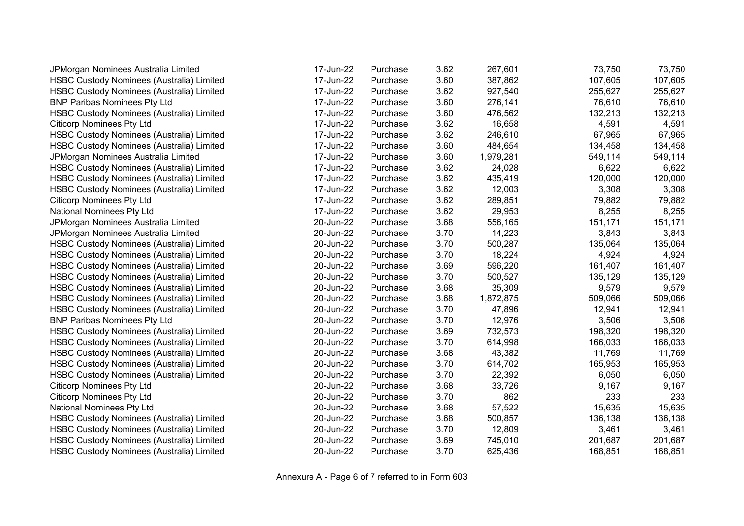| | | | | | | |
|---|---|---|---|---|---|---|
| JPMorgan Nominees Australia Limited | 17-Jun-22 | Purchase | 3.62 | 267,601 | 73,750 | 73,750 |
| HSBC Custody Nominees (Australia) Limited | 17-Jun-22 | Purchase | 3.60 | 387,862 | 107,605 | 107,605 |
| HSBC Custody Nominees (Australia) Limited | 17-Jun-22 | Purchase | 3.62 | 927,540 | 255,627 | 255,627 |
| BNP Paribas Nominees Pty Ltd | 17-Jun-22 | Purchase | 3.60 | 276,141 | 76,610 | 76,610 |
| HSBC Custody Nominees (Australia) Limited | 17-Jun-22 | Purchase | 3.60 | 476,562 | 132,213 | 132,213 |
| Citicorp Nominees Pty Ltd | 17-Jun-22 | Purchase | 3.62 | 16,658 | 4,591 | 4,591 |
| HSBC Custody Nominees (Australia) Limited | 17-Jun-22 | Purchase | 3.62 | 246,610 | 67,965 | 67,965 |
| HSBC Custody Nominees (Australia) Limited | 17-Jun-22 | Purchase | 3.60 | 484,654 | 134,458 | 134,458 |
| JPMorgan Nominees Australia Limited | 17-Jun-22 | Purchase | 3.60 | 1,979,281 | 549,114 | 549,114 |
| HSBC Custody Nominees (Australia) Limited | 17-Jun-22 | Purchase | 3.62 | 24,028 | 6,622 | 6,622 |
| HSBC Custody Nominees (Australia) Limited | 17-Jun-22 | Purchase | 3.62 | 435,419 | 120,000 | 120,000 |
| HSBC Custody Nominees (Australia) Limited | 17-Jun-22 | Purchase | 3.62 | 12,003 | 3,308 | 3,308 |
| Citicorp Nominees Pty Ltd | 17-Jun-22 | Purchase | 3.62 | 289,851 | 79,882 | 79,882 |
| National Nominees Pty Ltd | 17-Jun-22 | Purchase | 3.62 | 29,953 | 8,255 | 8,255 |
| JPMorgan Nominees Australia Limited | 20-Jun-22 | Purchase | 3.68 | 556,165 | 151,171 | 151,171 |
| JPMorgan Nominees Australia Limited | 20-Jun-22 | Purchase | 3.70 | 14,223 | 3,843 | 3,843 |
| HSBC Custody Nominees (Australia) Limited | 20-Jun-22 | Purchase | 3.70 | 500,287 | 135,064 | 135,064 |
| HSBC Custody Nominees (Australia) Limited | 20-Jun-22 | Purchase | 3.70 | 18,224 | 4,924 | 4,924 |
| HSBC Custody Nominees (Australia) Limited | 20-Jun-22 | Purchase | 3.69 | 596,220 | 161,407 | 161,407 |
| HSBC Custody Nominees (Australia) Limited | 20-Jun-22 | Purchase | 3.70 | 500,527 | 135,129 | 135,129 |
| HSBC Custody Nominees (Australia) Limited | 20-Jun-22 | Purchase | 3.68 | 35,309 | 9,579 | 9,579 |
| HSBC Custody Nominees (Australia) Limited | 20-Jun-22 | Purchase | 3.68 | 1,872,875 | 509,066 | 509,066 |
| HSBC Custody Nominees (Australia) Limited | 20-Jun-22 | Purchase | 3.70 | 47,896 | 12,941 | 12,941 |
| BNP Paribas Nominees Pty Ltd | 20-Jun-22 | Purchase | 3.70 | 12,976 | 3,506 | 3,506 |
| HSBC Custody Nominees (Australia) Limited | 20-Jun-22 | Purchase | 3.69 | 732,573 | 198,320 | 198,320 |
| HSBC Custody Nominees (Australia) Limited | 20-Jun-22 | Purchase | 3.70 | 614,998 | 166,033 | 166,033 |
| HSBC Custody Nominees (Australia) Limited | 20-Jun-22 | Purchase | 3.68 | 43,382 | 11,769 | 11,769 |
| HSBC Custody Nominees (Australia) Limited | 20-Jun-22 | Purchase | 3.70 | 614,702 | 165,953 | 165,953 |
| HSBC Custody Nominees (Australia) Limited | 20-Jun-22 | Purchase | 3.70 | 22,392 | 6,050 | 6,050 |
| Citicorp Nominees Pty Ltd | 20-Jun-22 | Purchase | 3.68 | 33,726 | 9,167 | 9,167 |
| Citicorp Nominees Pty Ltd | 20-Jun-22 | Purchase | 3.70 | 862 | 233 | 233 |
| National Nominees Pty Ltd | 20-Jun-22 | Purchase | 3.68 | 57,522 | 15,635 | 15,635 |
| HSBC Custody Nominees (Australia) Limited | 20-Jun-22 | Purchase | 3.68 | 500,857 | 136,138 | 136,138 |
| HSBC Custody Nominees (Australia) Limited | 20-Jun-22 | Purchase | 3.70 | 12,809 | 3,461 | 3,461 |
| HSBC Custody Nominees (Australia) Limited | 20-Jun-22 | Purchase | 3.69 | 745,010 | 201,687 | 201,687 |
| HSBC Custody Nominees (Australia) Limited | 20-Jun-22 | Purchase | 3.70 | 625,436 | 168,851 | 168,851 |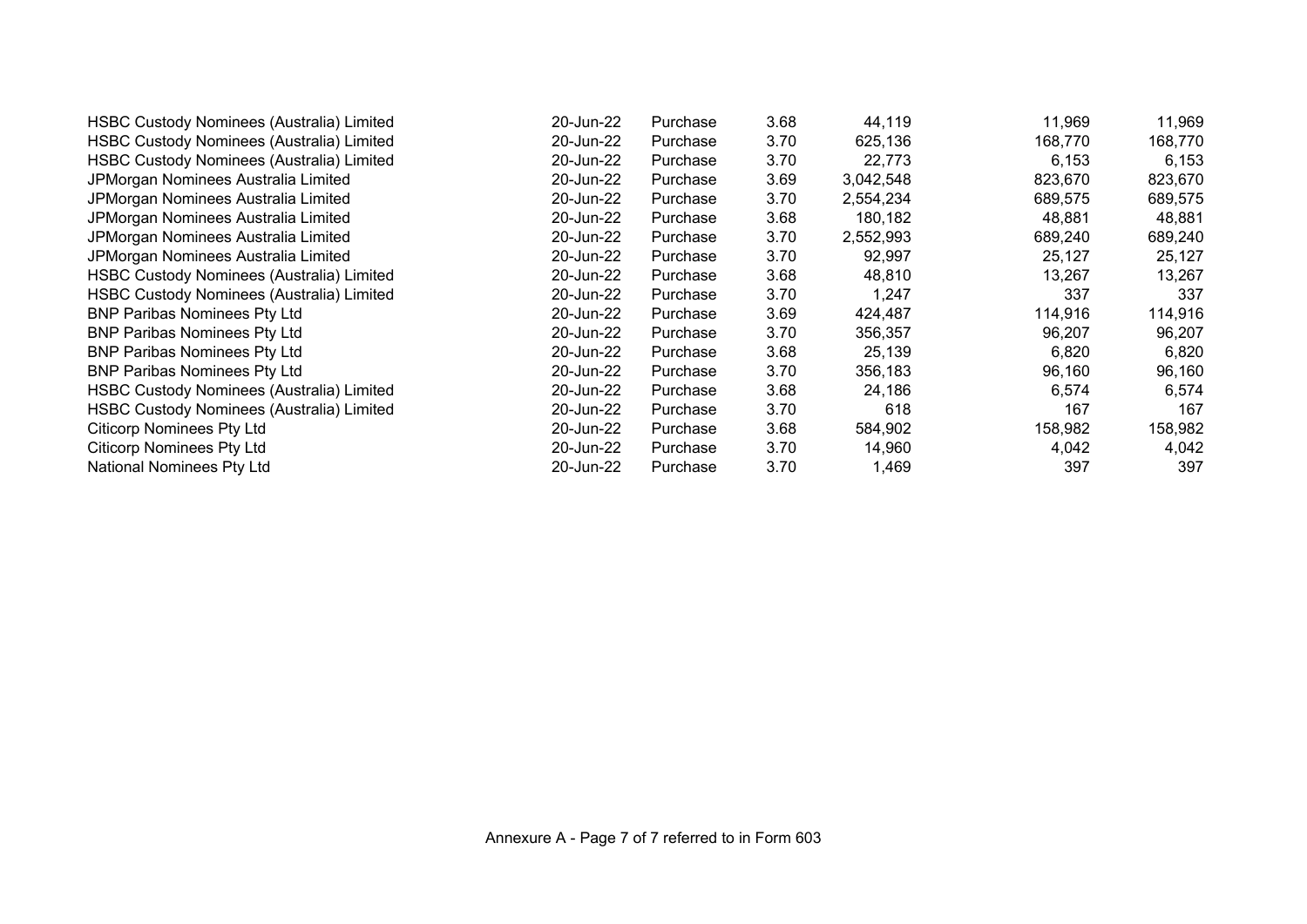| | | | | | | |
|---|---|---|---|---|---|---|
| HSBC Custody Nominees (Australia) Limited | 20-Jun-22 | Purchase | 3.68 | 44,119 | 11,969 | 11,969 |
| HSBC Custody Nominees (Australia) Limited | 20-Jun-22 | Purchase | 3.70 | 625,136 | 168,770 | 168,770 |
| HSBC Custody Nominees (Australia) Limited | 20-Jun-22 | Purchase | 3.70 | 22,773 | 6,153 | 6,153 |
| JPMorgan Nominees Australia Limited | 20-Jun-22 | Purchase | 3.69 | 3,042,548 | 823,670 | 823,670 |
| JPMorgan Nominees Australia Limited | 20-Jun-22 | Purchase | 3.70 | 2,554,234 | 689,575 | 689,575 |
| JPMorgan Nominees Australia Limited | 20-Jun-22 | Purchase | 3.68 | 180,182 | 48,881 | 48,881 |
| JPMorgan Nominees Australia Limited | 20-Jun-22 | Purchase | 3.70 | 2,552,993 | 689,240 | 689,240 |
| JPMorgan Nominees Australia Limited | 20-Jun-22 | Purchase | 3.70 | 92,997 | 25,127 | 25,127 |
| HSBC Custody Nominees (Australia) Limited | 20-Jun-22 | Purchase | 3.68 | 48,810 | 13,267 | 13,267 |
| HSBC Custody Nominees (Australia) Limited | 20-Jun-22 | Purchase | 3.70 | 1,247 | 337 | 337 |
| BNP Paribas Nominees Pty Ltd | 20-Jun-22 | Purchase | 3.69 | 424,487 | 114,916 | 114,916 |
| BNP Paribas Nominees Pty Ltd | 20-Jun-22 | Purchase | 3.70 | 356,357 | 96,207 | 96,207 |
| BNP Paribas Nominees Pty Ltd | 20-Jun-22 | Purchase | 3.68 | 25,139 | 6,820 | 6,820 |
| BNP Paribas Nominees Pty Ltd | 20-Jun-22 | Purchase | 3.70 | 356,183 | 96,160 | 96,160 |
| HSBC Custody Nominees (Australia) Limited | 20-Jun-22 | Purchase | 3.68 | 24,186 | 6,574 | 6,574 |
| HSBC Custody Nominees (Australia) Limited | 20-Jun-22 | Purchase | 3.70 | 618 | 167 | 167 |
| Citicorp Nominees Pty Ltd | 20-Jun-22 | Purchase | 3.68 | 584,902 | 158,982 | 158,982 |
| Citicorp Nominees Pty Ltd | 20-Jun-22 | Purchase | 3.70 | 14,960 | 4,042 | 4,042 |
| National Nominees Pty Ltd | 20-Jun-22 | Purchase | 3.70 | 1,469 | 397 | 397 |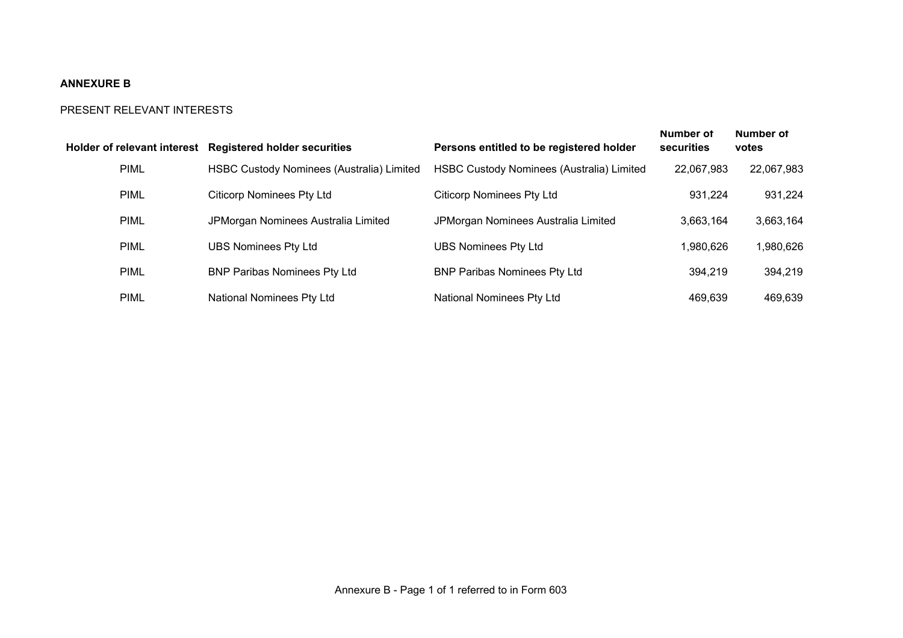**ANNEXURE B**

PRESENT RELEVANT INTERESTS

| Holder of relevant interest | Registered holder securities | Persons entitled to be registered holder | Number of securities | Number of votes |
|---|---|---|---|---|
| PIML | HSBC Custody Nominees (Australia) Limited | HSBC Custody Nominees (Australia) Limited | 22,067,983 | 22,067,983 |
| PIML | Citicorp Nominees Pty Ltd | Citicorp Nominees Pty Ltd | 931,224 | 931,224 |
| PIML | JPMorgan Nominees Australia Limited | JPMorgan Nominees Australia Limited | 3,663,164 | 3,663,164 |
| PIML | UBS Nominees Pty Ltd | UBS Nominees Pty Ltd | 1,980,626 | 1,980,626 |
| PIML | BNP Paribas Nominees Pty Ltd | BNP Paribas Nominees Pty Ltd | 394,219 | 394,219 |
| PIML | National Nominees Pty Ltd | National Nominees Pty Ltd | 469,639 | 469,639 |

Annexure B - Page 1 of 1 referred to in Form 603